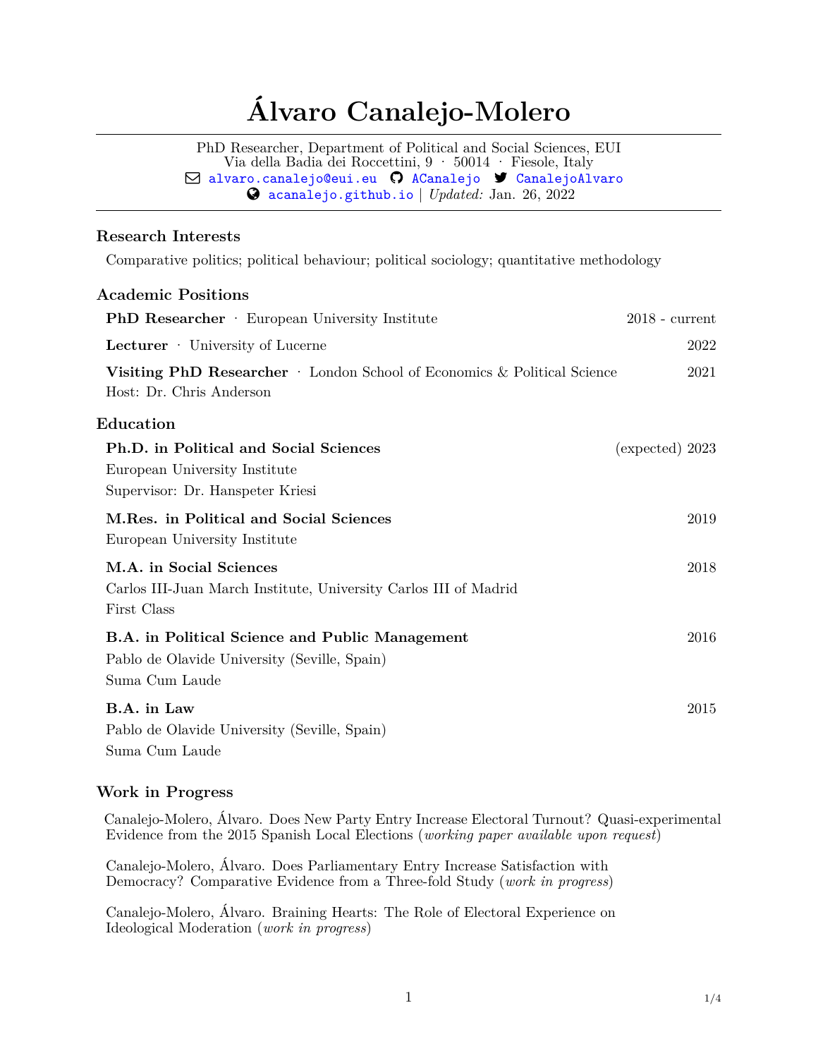# Álvaro Canalejo-Molero

PhD Researcher, Department of Political and Social Sciences, EUI
Via della Badia dei Roccettini, 9 · 50014 · Fiesole, Italy
alvaro.canalejo@eui.eu ACanalejo CanalejoAlvaro
acanalejo.github.io | *Updated:* Jan. 26, 2022

## Research Interests

Comparative politics; political behaviour; political sociology; quantitative methodology

## Academic Positions

**PhD Researcher** · European University Institute — 2018 - current

**Lecturer** · University of Lucerne — 2022

**Visiting PhD Researcher** · London School of Economics & Political Science — 2021
Host: Dr. Chris Anderson

## Education

**Ph.D. in Political and Social Sciences** — (expected) 2023
European University Institute
Supervisor: Dr. Hanspeter Kriesi

**M.Res. in Political and Social Sciences** — 2019
European University Institute

**M.A. in Social Sciences** — 2018
Carlos III-Juan March Institute, University Carlos III of Madrid
First Class

**B.A. in Political Science and Public Management** — 2016
Pablo de Olavide University (Seville, Spain)
Suma Cum Laude

**B.A. in Law** — 2015
Pablo de Olavide University (Seville, Spain)
Suma Cum Laude

## Work in Progress

Canalejo-Molero, Álvaro. Does New Party Entry Increase Electoral Turnout? Quasi-experimental Evidence from the 2015 Spanish Local Elections (*working paper available upon request*)

Canalejo-Molero, Álvaro. Does Parliamentary Entry Increase Satisfaction with Democracy? Comparative Evidence from a Three-fold Study (*work in progress*)

Canalejo-Molero, Álvaro. Braining Hearts: The Role of Electoral Experience on Ideological Moderation (*work in progress*)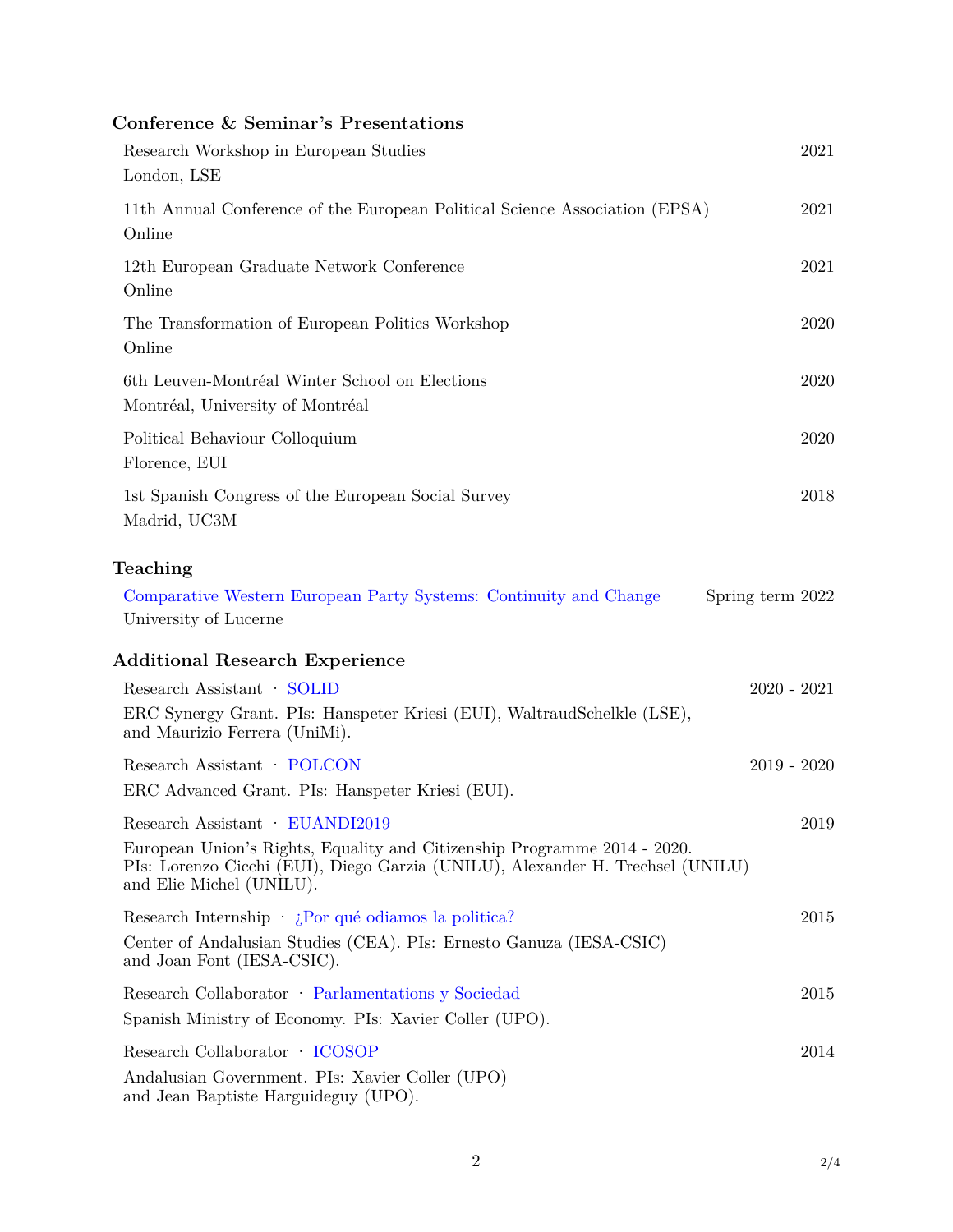## Conference & Seminar's Presentations

Research Workshop in European Studies — 2021
London, LSE

11th Annual Conference of the European Political Science Association (EPSA) — 2021
Online

12th European Graduate Network Conference — 2021
Online

The Transformation of European Politics Workshop — 2020
Online

6th Leuven-Montréal Winter School on Elections — 2020
Montréal, University of Montréal

Political Behaviour Colloquium — 2020
Florence, EUI

1st Spanish Congress of the European Social Survey — 2018
Madrid, UC3M

## Teaching

Comparative Western European Party Systems: Continuity and Change — Spring term 2022
University of Lucerne

## Additional Research Experience

Research Assistant · SOLID — 2020 - 2021
ERC Synergy Grant. PIs: Hanspeter Kriesi (EUI), WaltraudSchelkle (LSE), and Maurizio Ferrera (UniMi).

Research Assistant · POLCON — 2019 - 2020
ERC Advanced Grant. PIs: Hanspeter Kriesi (EUI).

Research Assistant · EUANDI2019 — 2019
European Union's Rights, Equality and Citizenship Programme 2014 - 2020. PIs: Lorenzo Cicchi (EUI), Diego Garzia (UNILU), Alexander H. Trechsel (UNILU) and Elie Michel (UNILU).

Research Internship · ¿Por qué odiamos la politica? — 2015
Center of Andalusian Studies (CEA). PIs: Ernesto Ganuza (IESA-CSIC) and Joan Font (IESA-CSIC).

Research Collaborator · Parlamentations y Sociedad — 2015
Spanish Ministry of Economy. PIs: Xavier Coller (UPO).

Research Collaborator · ICOSOP — 2014
Andalusian Government. PIs: Xavier Coller (UPO) and Jean Baptiste Harguideguy (UPO).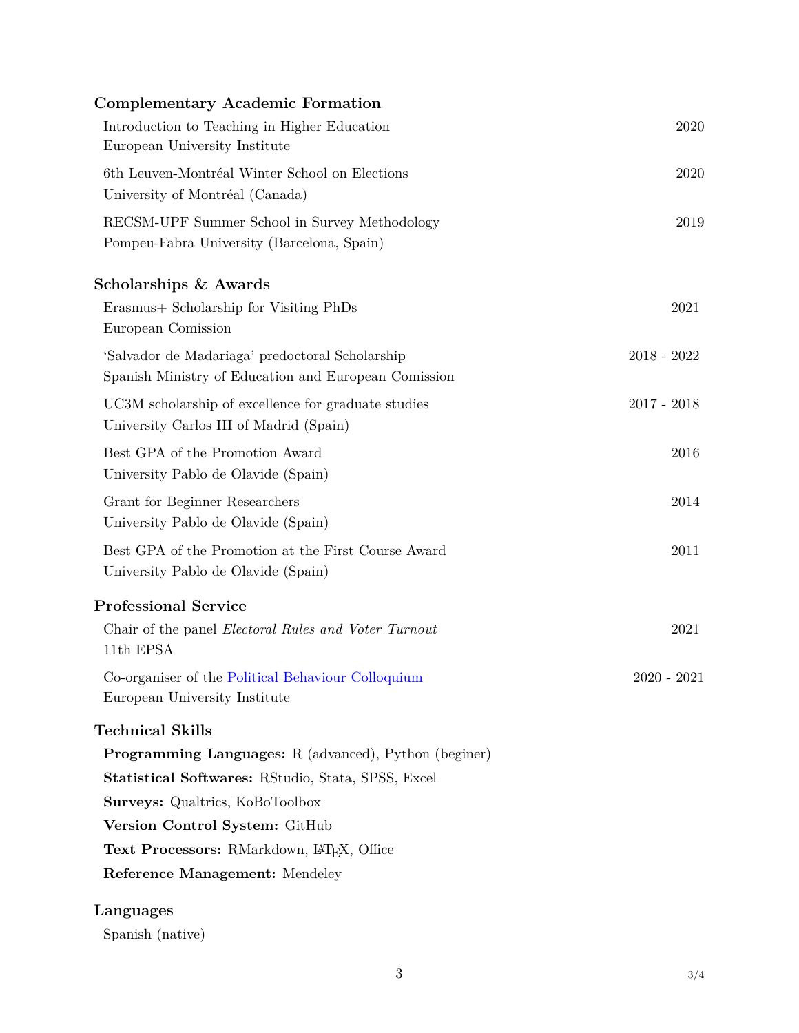## Complementary Academic Formation

Introduction to Teaching in Higher Education — 2020
European University Institute

6th Leuven-Montréal Winter School on Elections — 2020
University of Montréal (Canada)

RECSM-UPF Summer School in Survey Methodology — 2019
Pompeu-Fabra University (Barcelona, Spain)

## Scholarships & Awards

Erasmus+ Scholarship for Visiting PhDs — 2021
European Comission

'Salvador de Madariaga' predoctoral Scholarship — 2018 - 2022
Spanish Ministry of Education and European Comission

UC3M scholarship of excellence for graduate studies — 2017 - 2018
University Carlos III of Madrid (Spain)

Best GPA of the Promotion Award — 2016
University Pablo de Olavide (Spain)

Grant for Beginner Researchers — 2014
University Pablo de Olavide (Spain)

Best GPA of the Promotion at the First Course Award — 2011
University Pablo de Olavide (Spain)

## Professional Service

Chair of the panel *Electoral Rules and Voter Turnout* — 2021
11th EPSA

Co-organiser of the Political Behaviour Colloquium — 2020 - 2021
European University Institute

## Technical Skills

**Programming Languages:** R (advanced), Python (beginer)

**Statistical Softwares:** RStudio, Stata, SPSS, Excel

**Surveys:** Qualtrics, KoBoToolbox

**Version Control System:** GitHub

**Text Processors:** RMarkdown, LaTeX, Office

**Reference Management:** Mendeley

## Languages

Spanish (native)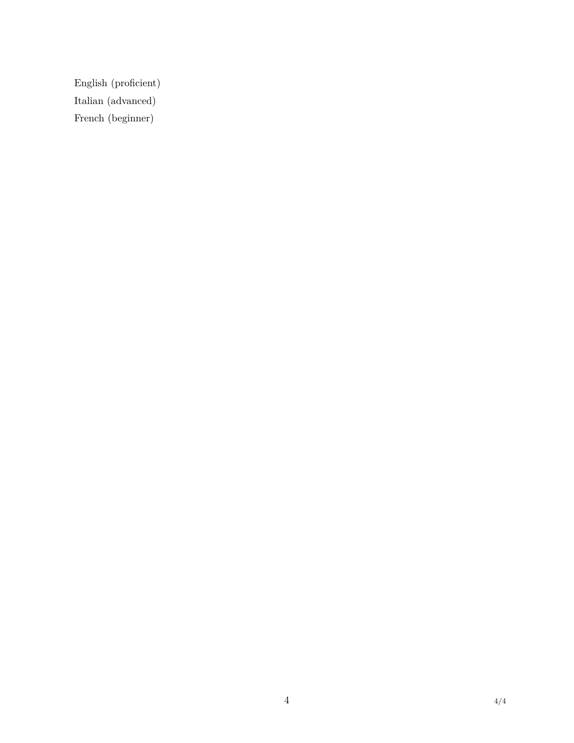English (proficient)

Italian (advanced)

French (beginner)